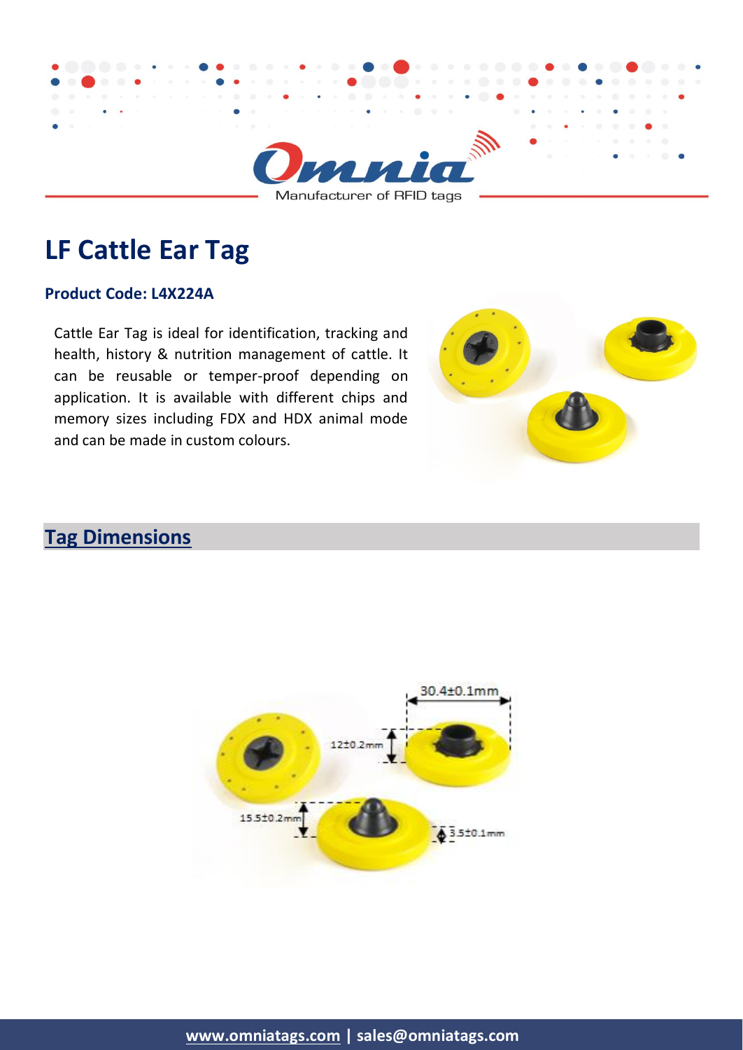# LF Cattle Ear Tag

**Product Code: L4X224A**

Cattle Ear Tag is ideal for identification, tracking and health, history & nutrition management of cattle. It can be reusable or temper-proof depending on application. It is available with different chips and memory sizes including FDX and HDX animal mode and can be made in custom colours.

## Tag Dimensions

30.4±0.1mm

12±0.2mm

15.5±0.2mm

3.5±0.1mm

www.omniatags.com | sales@omniatags.com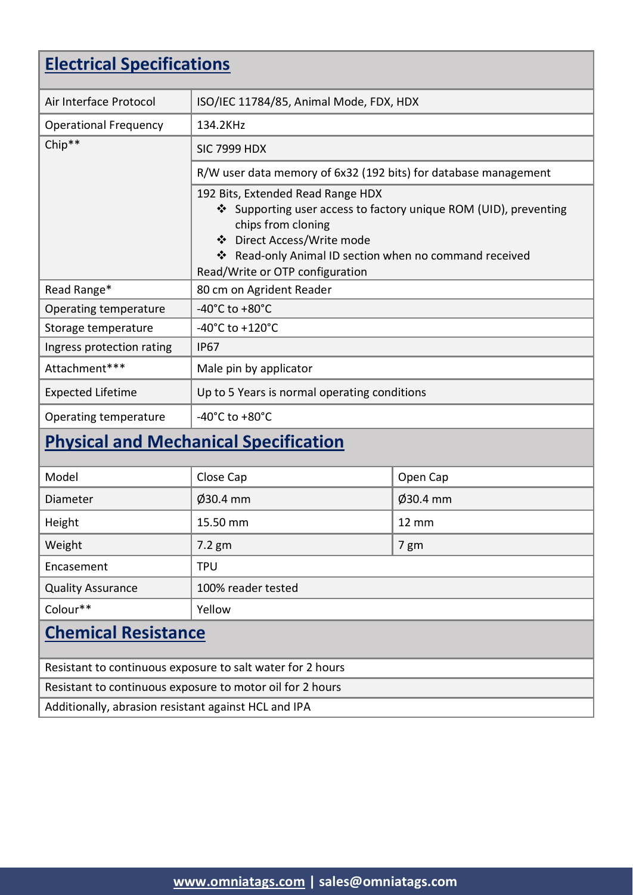## Electrical Specifications

| | |
|---|---|
| Air Interface Protocol | ISO/IEC 11784/85, Animal Mode, FDX, HDX |
| Operational Frequency | 134.2KHz |
| Chip** | SIC 7999 HDX |
| | R/W user data memory of 6x32 (192 bits) for database management |
| | 192 Bits, Extended Read Range HDX<br>❖ Supporting user access to factory unique ROM (UID), preventing chips from cloning<br>❖ Direct Access/Write mode<br>❖ Read-only Animal ID section when no command received<br>Read/Write or OTP configuration |
| Read Range* | 80 cm on Agrident Reader |
| Operating temperature | -40°C to +80°C |
| Storage temperature | -40°C to +120°C |
| Ingress protection rating | IP67 |
| Attachment*** | Male pin by applicator |
| Expected Lifetime | Up to 5 Years is normal operating conditions |
| Operating temperature | -40°C to +80°C |

## Physical and Mechanical Specification

| Model | Close Cap | Open Cap |
|---|---|---|
| Diameter | Ø30.4 mm | Ø30.4 mm |
| Height | 15.50 mm | 12 mm |
| Weight | 7.2 gm | 7 gm |
| Encasement | TPU | |
| Quality Assurance | 100% reader tested | |
| Colour** | Yellow | |

## Chemical Resistance

- Resistant to continuous exposure to salt water for 2 hours
- Resistant to continuous exposure to motor oil for 2 hours
- Additionally, abrasion resistant against HCL and IPA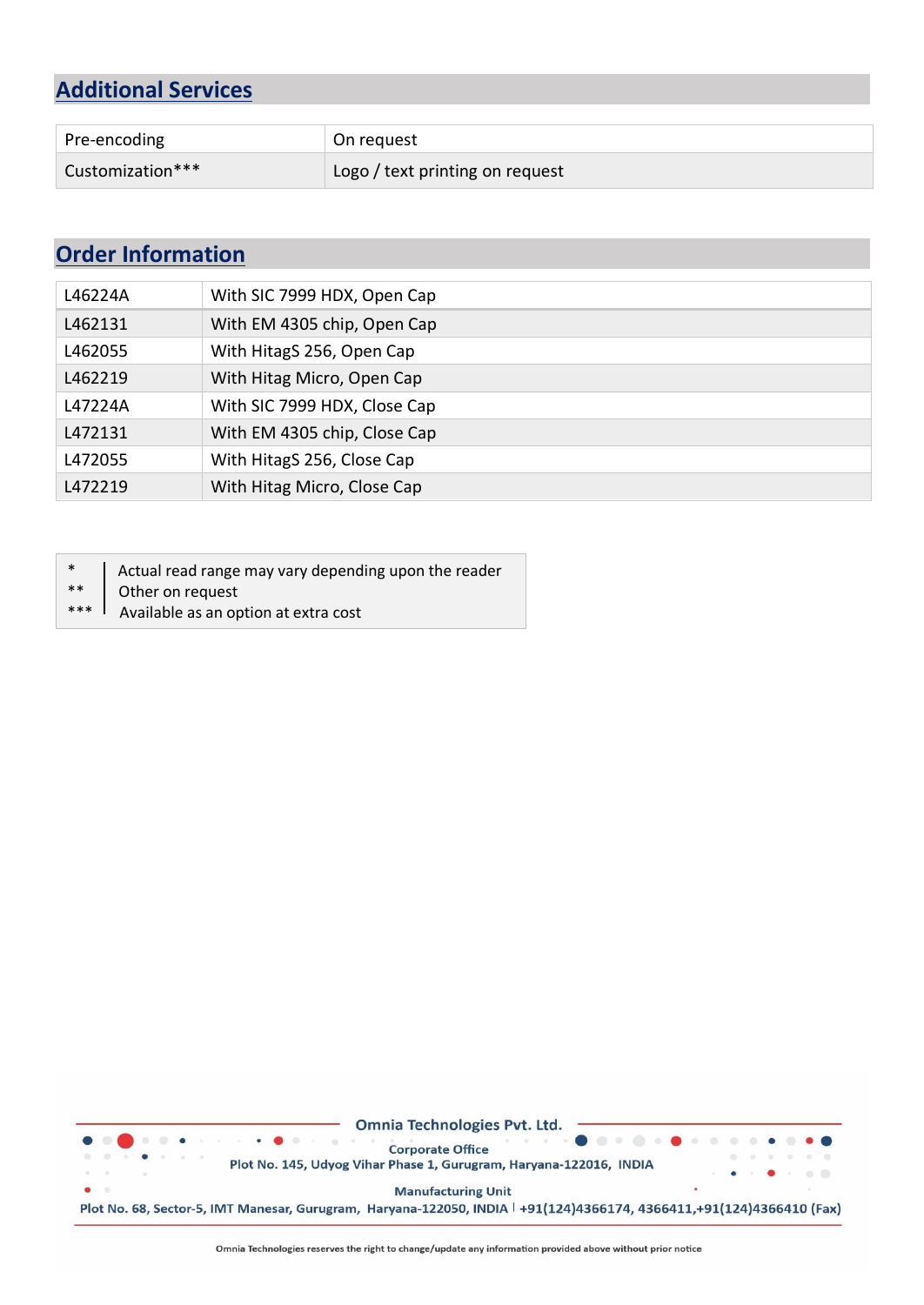## Additional Services

| | |
|---|---|
| Pre-encoding | On request |
| Customization*** | Logo / text printing on request |

## Order Information

| | |
|---|---|
| L46224A | With SIC 7999 HDX, Open Cap |
| L462131 | With EM 4305 chip, Open Cap |
| L462055 | With HitagS 256, Open Cap |
| L462219 | With Hitag Micro, Open Cap |
| L47224A | With SIC 7999 HDX, Close Cap |
| L472131 | With EM 4305 chip, Close Cap |
| L472055 | With HitagS 256, Close Cap |
| L472219 | With Hitag Micro, Close Cap |

| | |
|---|---|
| * | Actual read range may vary depending upon the reader |
| ** | Other on request |
| *** | Available as an option at extra cost |

**Omnia Technologies Pvt. Ltd.**

Corporate Office
Plot No. 145, Udyog Vihar Phase 1, Gurugram, Haryana-122016, INDIA

Manufacturing Unit
Plot No. 68, Sector-5, IMT Manesar, Gurugram, Haryana-122050, INDIA | +91(124)4366174, 4366411,+91(124)4366410 (Fax)

Omnia Technologies reserves the right to change/update any information provided above without prior notice